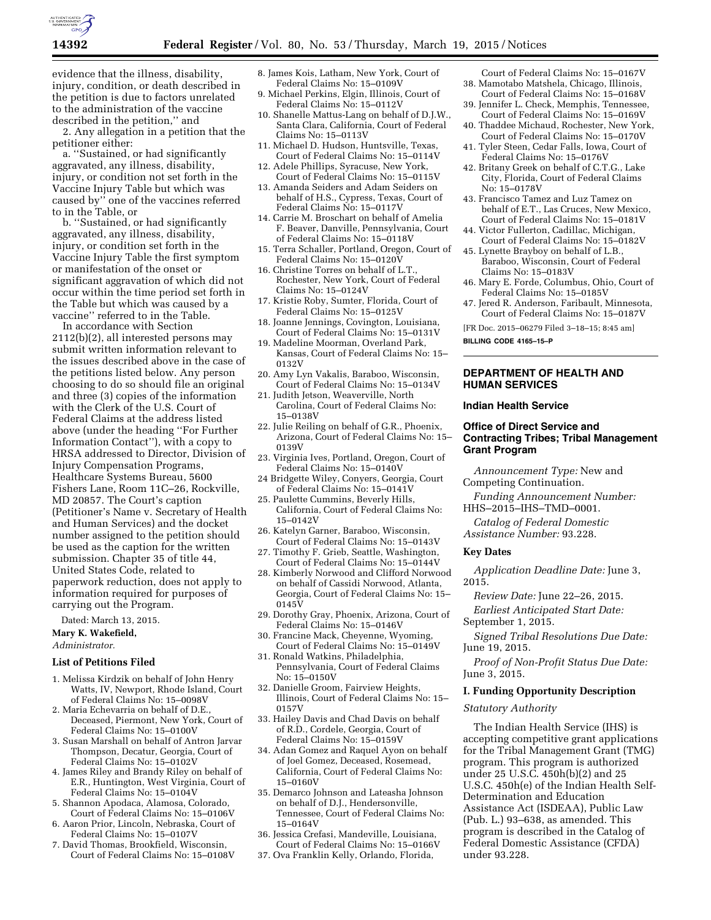evidence that the illness, disability, injury, condition, or death described in the petition is due to factors unrelated to the administration of the vaccine described in the petition,'' and

2. Any allegation in a petition that the petitioner either:

a. ''Sustained, or had significantly aggravated, any illness, disability, injury, or condition not set forth in the Vaccine Injury Table but which was caused by'' one of the vaccines referred to in the Table, or

b. ''Sustained, or had significantly aggravated, any illness, disability, injury, or condition set forth in the Vaccine Injury Table the first symptom or manifestation of the onset or significant aggravation of which did not occur within the time period set forth in the Table but which was caused by a vaccine'' referred to in the Table.

In accordance with Section 2112(b)(2), all interested persons may submit written information relevant to the issues described above in the case of the petitions listed below. Any person choosing to do so should file an original and three (3) copies of the information with the Clerk of the U.S. Court of Federal Claims at the address listed above (under the heading ''For Further Information Contact''), with a copy to HRSA addressed to Director, Division of Injury Compensation Programs, Healthcare Systems Bureau, 5600 Fishers Lane, Room 11C–26, Rockville, MD 20857. The Court's caption (Petitioner's Name v. Secretary of Health and Human Services) and the docket number assigned to the petition should be used as the caption for the written submission. Chapter 35 of title 44, United States Code, related to paperwork reduction, does not apply to information required for purposes of carrying out the Program.

Dated: March 13, 2015.

**Mary K. Wakefield,**

*Administrator.*

**List of Petitions Filed**

1. Melissa Kirdzik on behalf of John Henry Watts, IV, Newport, Rhode Island, Court of Federal Claims No: 15–0098V
2. Maria Echevarria on behalf of D.E., Deceased, Piermont, New York, Court of Federal Claims No: 15–0100V
3. Susan Marshall on behalf of Antron Jarvar Thompson, Decatur, Georgia, Court of Federal Claims No: 15–0102V
4. James Riley and Brandy Riley on behalf of E.R., Huntington, West Virginia, Court of Federal Claims No: 15–0104V
5. Shannon Apodaca, Alamosa, Colorado, Court of Federal Claims No: 15–0106V
6. Aaron Prior, Lincoln, Nebraska, Court of Federal Claims No: 15–0107V
7. David Thomas, Brookfield, Wisconsin, Court of Federal Claims No: 15–0108V
8. James Kois, Latham, New York, Court of Federal Claims No: 15–0109V
9. Michael Perkins, Elgin, Illinois, Court of Federal Claims No: 15–0112V
10. Shanelle Mattus-Lang on behalf of D.J.W., Santa Clara, California, Court of Federal Claims No: 15–0113V
11. Michael D. Hudson, Huntsville, Texas, Court of Federal Claims No: 15–0114V
12. Adele Phillips, Syracuse, New York, Court of Federal Claims No: 15–0115V
13. Amanda Seiders and Adam Seiders on behalf of H.S., Cypress, Texas, Court of Federal Claims No: 15–0117V
14. Carrie M. Broschart on behalf of Amelia F. Beaver, Danville, Pennsylvania, Court of Federal Claims No: 15–0118V
15. Terra Schaller, Portland, Oregon, Court of Federal Claims No: 15–0120V
16. Christine Torres on behalf of L.T., Rochester, New York, Court of Federal Claims No: 15–0124V
17. Kristie Roby, Sumter, Florida, Court of Federal Claims No: 15–0125V
18. Joanne Jennings, Covington, Louisiana, Court of Federal Claims No: 15–0131V
19. Madeline Moorman, Overland Park, Kansas, Court of Federal Claims No: 15–0132V
20. Amy Lyn Vakalis, Baraboo, Wisconsin, Court of Federal Claims No: 15–0134V
21. Judith Jetson, Weaverville, North Carolina, Court of Federal Claims No: 15–0138V
22. Julie Reiling on behalf of G.R., Phoenix, Arizona, Court of Federal Claims No: 15–0139V
23. Virginia Ives, Portland, Oregon, Court of Federal Claims No: 15–0140V
24 Bridgette Wiley, Conyers, Georgia, Court of Federal Claims No: 15–0141V
25. Paulette Cummins, Beverly Hills, California, Court of Federal Claims No: 15–0142V
26. Katelyn Garner, Baraboo, Wisconsin, Court of Federal Claims No: 15–0143V
27. Timothy F. Grieb, Seattle, Washington, Court of Federal Claims No: 15–0144V
28. Kimberly Norwood and Clifford Norwood on behalf of Cassidi Norwood, Atlanta, Georgia, Court of Federal Claims No: 15–0145V
29. Dorothy Gray, Phoenix, Arizona, Court of Federal Claims No: 15–0146V
30. Francine Mack, Cheyenne, Wyoming, Court of Federal Claims No: 15–0149V
31. Ronald Watkins, Philadelphia, Pennsylvania, Court of Federal Claims No: 15–0150V
32. Danielle Groom, Fairview Heights, Illinois, Court of Federal Claims No: 15–0157V
33. Hailey Davis and Chad Davis on behalf of R.D., Cordele, Georgia, Court of Federal Claims No: 15–0159V
34. Adan Gomez and Raquel Ayon on behalf of Joel Gomez, Deceased, Rosemead, California, Court of Federal Claims No: 15–0160V
35. Demarco Johnson and Lateasha Johnson on behalf of D.J., Hendersonville, Tennessee, Court of Federal Claims No: 15–0164V
36. Jessica Crefasi, Mandeville, Louisiana, Court of Federal Claims No: 15–0166V
37. Ova Franklin Kelly, Orlando, Florida, Court of Federal Claims No: 15–0167V
38. Mamotabo Matshela, Chicago, Illinois, Court of Federal Claims No: 15–0168V
39. Jennifer L. Check, Memphis, Tennessee, Court of Federal Claims No: 15–0169V
40. Thaddee Michaud, Rochester, New York, Court of Federal Claims No: 15–0170V
41. Tyler Steen, Cedar Falls, Iowa, Court of Federal Claims No: 15–0176V
42. Britany Greek on behalf of C.T.G., Lake City, Florida, Court of Federal Claims No: 15–0178V
43. Francisco Tamez and Luz Tamez on behalf of E.T., Las Cruces, New Mexico, Court of Federal Claims No: 15–0181V
44. Victor Fullerton, Cadillac, Michigan, Court of Federal Claims No: 15–0182V
45. Lynette Brayboy on behalf of L.B., Baraboo, Wisconsin, Court of Federal Claims No: 15–0183V
46. Mary E. Forde, Columbus, Ohio, Court of Federal Claims No: 15–0185V
47. Jered R. Anderson, Faribault, Minnesota, Court of Federal Claims No: 15–0187V

[FR Doc. 2015–06279 Filed 3–18–15; 8:45 am]

**BILLING CODE 4165–15–P**

## DEPARTMENT OF HEALTH AND HUMAN SERVICES

### Indian Health Service

### Office of Direct Service and Contracting Tribes; Tribal Management Grant Program

*Announcement Type:* New and Competing Continuation.

*Funding Announcement Number:* HHS–2015–IHS–TMD–0001.

*Catalog of Federal Domestic Assistance Number:* 93.228.

### Key Dates

*Application Deadline Date:* June 3, 2015.

*Review Date:* June 22–26, 2015.

*Earliest Anticipated Start Date:* September 1, 2015.

*Signed Tribal Resolutions Due Date:* June 19, 2015.

*Proof of Non-Profit Status Due Date:* June 3, 2015.

### I. Funding Opportunity Description

*Statutory Authority*

The Indian Health Service (IHS) is accepting competitive grant applications for the Tribal Management Grant (TMG) program. This program is authorized under 25 U.S.C. 450h(b)(2) and 25 U.S.C. 450h(e) of the Indian Health Self-Determination and Education Assistance Act (ISDEAA), Public Law (Pub. L.) 93–638, as amended. This program is described in the Catalog of Federal Domestic Assistance (CFDA) under 93.228.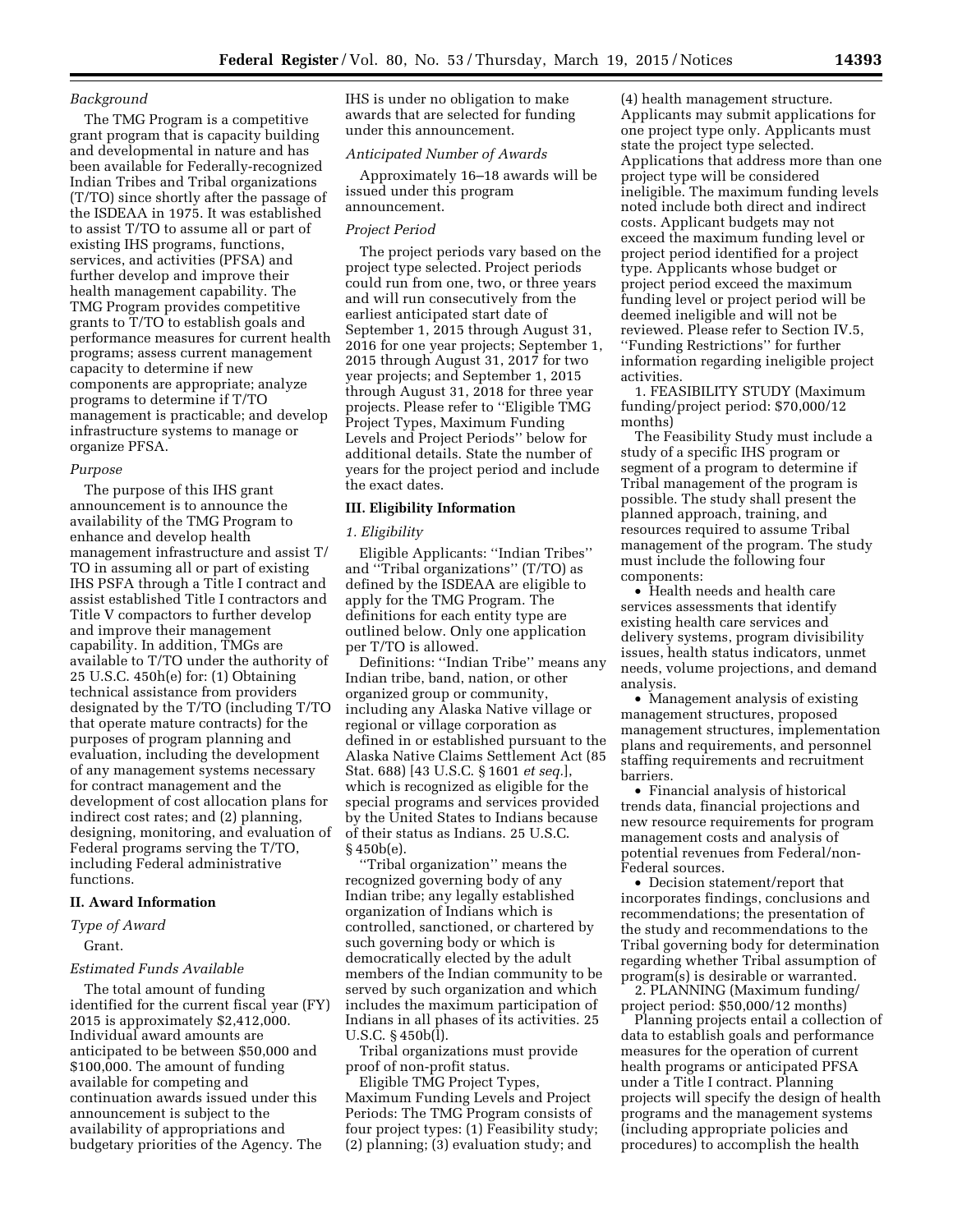### Background

The TMG Program is a competitive grant program that is capacity building and developmental in nature and has been available for Federally-recognized Indian Tribes and Tribal organizations (T/TO) since shortly after the passage of the ISDEAA in 1975. It was established to assist T/TO to assume all or part of existing IHS programs, functions, services, and activities (PFSA) and further develop and improve their health management capability. The TMG Program provides competitive grants to T/TO to establish goals and performance measures for current health programs; assess current management capacity to determine if new components are appropriate; analyze programs to determine if T/TO management is practicable; and develop infrastructure systems to manage or organize PFSA.

### Purpose

The purpose of this IHS grant announcement is to announce the availability of the TMG Program to enhance and develop health management infrastructure and assist T/TO in assuming all or part of existing IHS PSFA through a Title I contract and assist established Title I contractors and Title V compactors to further develop and improve their management capability. In addition, TMGs are available to T/TO under the authority of 25 U.S.C. 450h(e) for: (1) Obtaining technical assistance from providers designated by the T/TO (including T/TO that operate mature contracts) for the purposes of program planning and evaluation, including the development of any management systems necessary for contract management and the development of cost allocation plans for indirect cost rates; and (2) planning, designing, monitoring, and evaluation of Federal programs serving the T/TO, including Federal administrative functions.

## II. Award Information

### Type of Award

Grant.

### Estimated Funds Available

The total amount of funding identified for the current fiscal year (FY) 2015 is approximately $2,412,000. Individual award amounts are anticipated to be between $50,000 and $100,000. The amount of funding available for competing and continuation awards issued under this announcement is subject to the availability of appropriations and budgetary priorities of the Agency. The IHS is under no obligation to make awards that are selected for funding under this announcement.

### Anticipated Number of Awards

Approximately 16–18 awards will be issued under this program announcement.

### Project Period

The project periods vary based on the project type selected. Project periods could run from one, two, or three years and will run consecutively from the earliest anticipated start date of September 1, 2015 through August 31, 2016 for one year projects; September 1, 2015 through August 31, 2017 for two year projects; and September 1, 2015 through August 31, 2018 for three year projects. Please refer to ''Eligible TMG Project Types, Maximum Funding Levels and Project Periods'' below for additional details. State the number of years for the project period and include the exact dates.

## III. Eligibility Information

### 1. Eligibility

Eligible Applicants: ''Indian Tribes'' and ''Tribal organizations'' (T/TO) as defined by the ISDEAA are eligible to apply for the TMG Program. The definitions for each entity type are outlined below. Only one application per T/TO is allowed.

Definitions: ''Indian Tribe'' means any Indian tribe, band, nation, or other organized group or community, including any Alaska Native village or regional or village corporation as defined in or established pursuant to the Alaska Native Claims Settlement Act (85 Stat. 688) [43 U.S.C. § 1601 *et seq.*], which is recognized as eligible for the special programs and services provided by the United States to Indians because of their status as Indians. 25 U.S.C. § 450b(e).

''Tribal organization'' means the recognized governing body of any Indian tribe; any legally established organization of Indians which is controlled, sanctioned, or chartered by such governing body or which is democratically elected by the adult members of the Indian community to be served by such organization and which includes the maximum participation of Indians in all phases of its activities. 25 U.S.C. § 450b(l).

Tribal organizations must provide proof of non-profit status.

Eligible TMG Project Types, Maximum Funding Levels and Project Periods: The TMG Program consists of four project types: (1) Feasibility study; (2) planning; (3) evaluation study; and (4) health management structure. Applicants may submit applications for one project type only. Applicants must state the project type selected. Applications that address more than one project type will be considered ineligible. The maximum funding levels noted include both direct and indirect costs. Applicant budgets may not exceed the maximum funding level or project period identified for a project type. Applicants whose budget or project period exceed the maximum funding level or project period will be deemed ineligible and will not be reviewed. Please refer to Section IV.5, ''Funding Restrictions'' for further information regarding ineligible project activities.

1. FEASIBILITY STUDY (Maximum funding/project period: $70,000/12 months)

The Feasibility Study must include a study of a specific IHS program or segment of a program to determine if Tribal management of the program is possible. The study shall present the planned approach, training, and resources required to assume Tribal management of the program. The study must include the following four components:

- Health needs and health care services assessments that identify existing health care services and delivery systems, program divisibility issues, health status indicators, unmet needs, volume projections, and demand analysis.
- Management analysis of existing management structures, proposed management structures, implementation plans and requirements, and personnel staffing requirements and recruitment barriers.
- Financial analysis of historical trends data, financial projections and new resource requirements for program management costs and analysis of potential revenues from Federal/non-Federal sources.
- Decision statement/report that incorporates findings, conclusions and recommendations; the presentation of the study and recommendations to the Tribal governing body for determination regarding whether Tribal assumption of program(s) is desirable or warranted.

2. PLANNING (Maximum funding/project period: $50,000/12 months)

Planning projects entail a collection of data to establish goals and performance measures for the operation of current health programs or anticipated PFSA under a Title I contract. Planning projects will specify the design of health programs and the management systems (including appropriate policies and procedures) to accomplish the health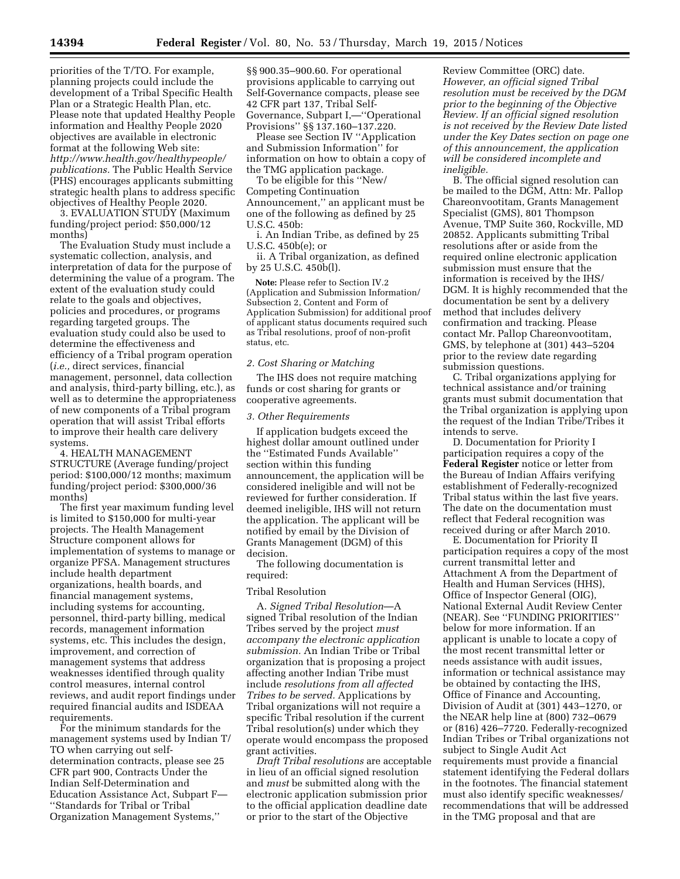priorities of the T/TO. For example, planning projects could include the development of a Tribal Specific Health Plan or a Strategic Health Plan, etc. Please note that updated Healthy People information and Healthy People 2020 objectives are available in electronic format at the following Web site: *http://www.health.gov/healthypeople/publications.* The Public Health Service (PHS) encourages applicants submitting strategic health plans to address specific objectives of Healthy People 2020.

3. EVALUATION STUDY (Maximum funding/project period: $50,000/12 months)

The Evaluation Study must include a systematic collection, analysis, and interpretation of data for the purpose of determining the value of a program. The extent of the evaluation study could relate to the goals and objectives, policies and procedures, or programs regarding targeted groups. The evaluation study could also be used to determine the effectiveness and efficiency of a Tribal program operation (*i.e.,* direct services, financial management, personnel, data collection and analysis, third-party billing, etc.), as well as to determine the appropriateness of new components of a Tribal program operation that will assist Tribal efforts to improve their health care delivery systems.

4. HEALTH MANAGEMENT STRUCTURE (Average funding/project period: $100,000/12 months; maximum funding/project period: $300,000/36 months)

The first year maximum funding level is limited to $150,000 for multi-year projects. The Health Management Structure component allows for implementation of systems to manage or organize PFSA. Management structures include health department organizations, health boards, and financial management systems, including systems for accounting, personnel, third-party billing, medical records, management information systems, etc. This includes the design, improvement, and correction of management systems that address weaknesses identified through quality control measures, internal control reviews, and audit report findings under required financial audits and ISDEAA requirements.

For the minimum standards for the management systems used by Indian T/TO when carrying out self-determination contracts, please see 25 CFR part 900, Contracts Under the Indian Self-Determination and Education Assistance Act, Subpart F—''Standards for Tribal or Tribal Organization Management Systems,'' §§ 900.35–900.60. For operational provisions applicable to carrying out Self-Governance compacts, please see 42 CFR part 137, Tribal Self-Governance, Subpart I,—''Operational Provisions'' §§ 137.160–137.220.

Please see Section IV ''Application and Submission Information'' for information on how to obtain a copy of the TMG application package.

To be eligible for this ''New/Competing Continuation Announcement,'' an applicant must be one of the following as defined by 25 U.S.C. 450b:

i. An Indian Tribe, as defined by 25 U.S.C. 450b(e); or

ii. A Tribal organization, as defined by 25 U.S.C. 450b(l).

**Note:** Please refer to Section IV.2 (Application and Submission Information/Subsection 2, Content and Form of Application Submission) for additional proof of applicant status documents required such as Tribal resolutions, proof of non-profit status, etc.

### *2. Cost Sharing or Matching*

The IHS does not require matching funds or cost sharing for grants or cooperative agreements.

### *3. Other Requirements*

If application budgets exceed the highest dollar amount outlined under the ''Estimated Funds Available'' section within this funding announcement, the application will be considered ineligible and will not be reviewed for further consideration. If deemed ineligible, IHS will not return the application. The applicant will be notified by email by the Division of Grants Management (DGM) of this decision.

The following documentation is required:

#### Tribal Resolution

A. *Signed Tribal Resolution*—A signed Tribal resolution of the Indian Tribes served by the project *must accompany the electronic application submission.* An Indian Tribe or Tribal organization that is proposing a project affecting another Indian Tribe must include *resolutions from all affected Tribes to be served.* Applications by Tribal organizations will not require a specific Tribal resolution if the current Tribal resolution(s) under which they operate would encompass the proposed grant activities.

*Draft Tribal resolutions* are acceptable in lieu of an official signed resolution and *must* be submitted along with the electronic application submission prior to the official application deadline date or prior to the start of the Objective Review Committee (ORC) date. *However, an official signed Tribal resolution must be received by the DGM prior to the beginning of the Objective Review. If an official signed resolution is not received by the Review Date listed under the Key Dates section on page one of this announcement, the application will be considered incomplete and ineligible.*

B. The official signed resolution can be mailed to the DGM, Attn: Mr. Pallop Chareonvootitam, Grants Management Specialist (GMS), 801 Thompson Avenue, TMP Suite 360, Rockville, MD 20852. Applicants submitting Tribal resolutions after or aside from the required online electronic application submission must ensure that the information is received by the IHS/DGM. It is highly recommended that the documentation be sent by a delivery method that includes delivery confirmation and tracking. Please contact Mr. Pallop Chareonvootitam, GMS, by telephone at (301) 443–5204 prior to the review date regarding submission questions.

C. Tribal organizations applying for technical assistance and/or training grants must submit documentation that the Tribal organization is applying upon the request of the Indian Tribe/Tribes it intends to serve.

D. Documentation for Priority I participation requires a copy of the **Federal Register** notice or letter from the Bureau of Indian Affairs verifying establishment of Federally-recognized Tribal status within the last five years. The date on the documentation must reflect that Federal recognition was received during or after March 2010.

E. Documentation for Priority II participation requires a copy of the most current transmittal letter and Attachment A from the Department of Health and Human Services (HHS), Office of Inspector General (OIG), National External Audit Review Center (NEAR). See ''FUNDING PRIORITIES'' below for more information. If an applicant is unable to locate a copy of the most recent transmittal letter or needs assistance with audit issues, information or technical assistance may be obtained by contacting the IHS, Office of Finance and Accounting, Division of Audit at (301) 443–1270, or the NEAR help line at (800) 732–0679 or (816) 426–7720. Federally-recognized Indian Tribes or Tribal organizations not subject to Single Audit Act requirements must provide a financial statement identifying the Federal dollars in the footnotes. The financial statement must also identify specific weaknesses/recommendations that will be addressed in the TMG proposal and that are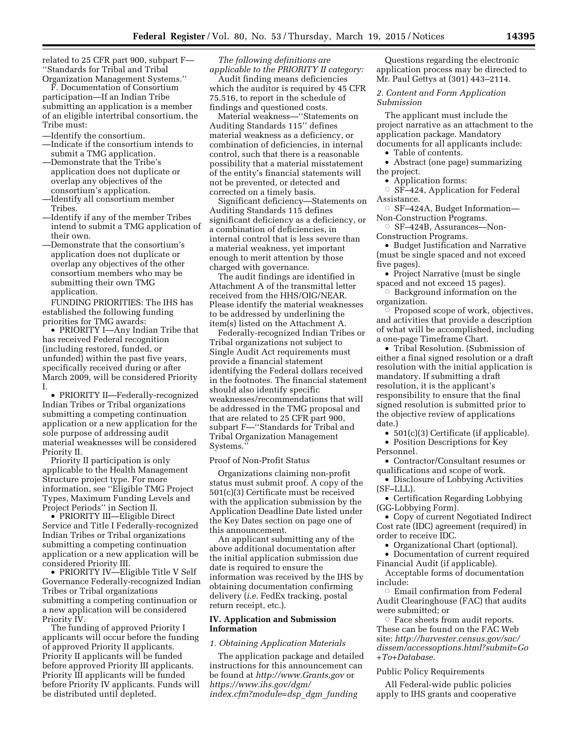related to 25 CFR part 900, subpart F—"Standards for Tribal and Tribal Organization Management Systems."

F. Documentation of Consortium participation—If an Indian Tribe submitting an application is a member of an eligible intertribal consortium, the Tribe must:

—Identify the consortium.
—Indicate if the consortium intends to submit a TMG application.
—Demonstrate that the Tribe's application does not duplicate or overlap any objectives of the consortium's application.
—Identify all consortium member Tribes.
—Identify if any of the member Tribes intend to submit a TMG application of their own.
—Demonstrate that the consortium's application does not duplicate or overlap any objectives of the other consortium members who may be submitting their own TMG application.

FUNDING PRIORITIES: The IHS has established the following funding priorities for TMG awards:

- PRIORITY I—Any Indian Tribe that has received Federal recognition (including restored, funded, or unfunded) within the past five years, specifically received during or after March 2009, will be considered Priority I.
- PRIORITY II—Federally-recognized Indian Tribes or Tribal organizations submitting a competing continuation application or a new application for the sole purpose of addressing audit material weaknesses will be considered Priority II.

Priority II participation is only applicable to the Health Management Structure project type. For more information, see "Eligible TMG Project Types, Maximum Funding Levels and Project Periods" in Section II.

- PRIORITY III—Eligible Direct Service and Title I Federally-recognized Indian Tribes or Tribal organizations submitting a competing continuation application or a new application will be considered Priority III.
- PRIORITY IV—Eligible Title V Self Governance Federally-recognized Indian Tribes or Tribal organizations submitting a competing continuation or a new application will be considered Priority IV.

The funding of approved Priority I applicants will occur before the funding of approved Priority II applicants. Priority II applicants will be funded before approved Priority III applicants. Priority III applicants will be funded before Priority IV applicants. Funds will be distributed until depleted.

*The following definitions are applicable to the PRIORITY II category:*

Audit finding means deficiencies which the auditor is required by 45 CFR 75.516, to report in the schedule of findings and questioned costs.

Material weakness—"Statements on Auditing Standards 115" defines material weakness as a deficiency, or combination of deficiencies, in internal control, such that there is a reasonable possibility that a material misstatement of the entity's financial statements will not be prevented, or detected and corrected on a timely basis.

Significant deficiency—Statements on Auditing Standards 115 defines significant deficiency as a deficiency, or a combination of deficiencies, in internal control that is less severe than a material weakness, yet important enough to merit attention by those charged with governance.

The audit findings are identified in Attachment A of the transmittal letter received from the HHS/OIG/NEAR. Please identify the material weaknesses to be addressed by underlining the item(s) listed on the Attachment A.

Federally-recognized Indian Tribes or Tribal organizations not subject to Single Audit Act requirements must provide a financial statement identifying the Federal dollars received in the footnotes. The financial statement should also identify specific weaknesses/recommendations that will be addressed in the TMG proposal and that are related to 25 CFR part 900, subpart F—"Standards for Tribal and Tribal Organization Management Systems."

Proof of Non-Profit Status

Organizations claiming non-profit status must submit proof. A copy of the 501(c)(3) Certificate must be received with the application submission by the Application Deadline Date listed under the Key Dates section on page one of this announcement.

An applicant submitting any of the above additional documentation after the initial application submission due date is required to ensure the information was received by the IHS by obtaining documentation confirming delivery (*i.e.* FedEx tracking, postal return receipt, etc.).

## IV. Application and Submission Information

### *1. Obtaining Application Materials*

The application package and detailed instructions for this announcement can be found at *http://www.Grants.gov* or *https://www.ihs.gov/dgm/index.cfm?module=dsp_dgm_funding*

Questions regarding the electronic application process may be directed to Mr. Paul Gettys at (301) 443–2114.

### *2. Content and Form Application Submission*

The applicant must include the project narrative as an attachment to the application package. Mandatory documents for all applicants include:

- Table of contents.
- Abstract (one page) summarizing the project.
- Application forms:
  - SF–424, Application for Federal Assistance.
  - SF–424A, Budget Information—Non-Construction Programs.
  - SF–424B, Assurances—Non-Construction Programs.
- Budget Justification and Narrative (must be single spaced and not exceed five pages).
- Project Narrative (must be single spaced and not exceed 15 pages).
  - Background information on the organization.
  - Proposed scope of work, objectives, and activities that provide a description of what will be accomplished, including a one-page Timeframe Chart.
- Tribal Resolution. (Submission of either a final signed resolution or a draft resolution with the initial application is mandatory. If submitting a draft resolution, it is the applicant's responsibility to ensure that the final signed resolution is submitted prior to the objective review of applications date.)
- 501(c)(3) Certificate (if applicable).
- Position Descriptions for Key Personnel.
- Contractor/Consultant resumes or qualifications and scope of work.
- Disclosure of Lobbying Activities (SF–LLL).
- Certification Regarding Lobbying (GG-Lobbying Form).
- Copy of current Negotiated Indirect Cost rate (IDC) agreement (required) in order to receive IDC.
- Organizational Chart (optional).
- Documentation of current required Financial Audit (if applicable).

Acceptable forms of documentation include:

- Email confirmation from Federal Audit Clearinghouse (FAC) that audits were submitted; or
- Face sheets from audit reports. These can be found on the FAC Web site: *http://harvester.census.gov/sac/dissem/accessoptions.html?submit=Go+To+Database.*

Public Policy Requirements

All Federal-wide public policies apply to IHS grants and cooperative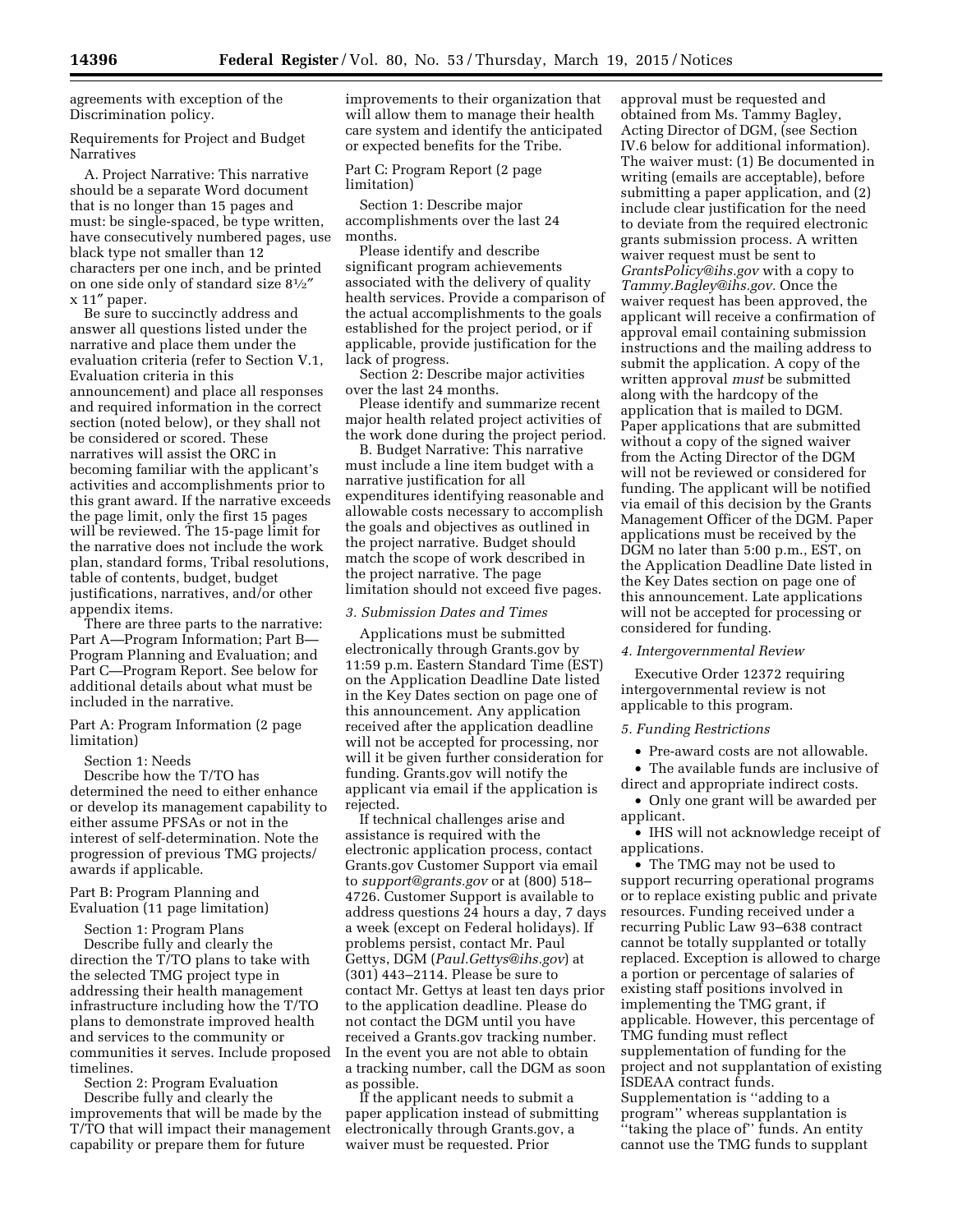agreements with exception of the Discrimination policy.

Requirements for Project and Budget Narratives

A. Project Narrative: This narrative should be a separate Word document that is no longer than 15 pages and must: be single-spaced, be type written, have consecutively numbered pages, use black type not smaller than 12 characters per one inch, and be printed on one side only of standard size 8½″ x 11″ paper.

Be sure to succinctly address and answer all questions listed under the narrative and place them under the evaluation criteria (refer to Section V.1, Evaluation criteria in this announcement) and place all responses and required information in the correct section (noted below), or they shall not be considered or scored. These narratives will assist the ORC in becoming familiar with the applicant's activities and accomplishments prior to this grant award. If the narrative exceeds the page limit, only the first 15 pages will be reviewed. The 15-page limit for the narrative does not include the work plan, standard forms, Tribal resolutions, table of contents, budget, budget justifications, narratives, and/or other appendix items.

There are three parts to the narrative: Part A—Program Information; Part B—Program Planning and Evaluation; and Part C—Program Report. See below for additional details about what must be included in the narrative.

Part A: Program Information (2 page limitation)

Section 1: Needs

Describe how the T/TO has determined the need to either enhance or develop its management capability to either assume PFSAs or not in the interest of self-determination. Note the progression of previous TMG projects/awards if applicable.

Part B: Program Planning and Evaluation (11 page limitation)

Section 1: Program Plans

Describe fully and clearly the direction the T/TO plans to take with the selected TMG project type in addressing their health management infrastructure including how the T/TO plans to demonstrate improved health and services to the community or communities it serves. Include proposed timelines.

Section 2: Program Evaluation

Describe fully and clearly the improvements that will be made by the T/TO that will impact their management capability or prepare them for future improvements to their organization that will allow them to manage their health care system and identify the anticipated or expected benefits for the Tribe.

Part C: Program Report (2 page limitation)

Section 1: Describe major accomplishments over the last 24 months.

Please identify and describe significant program achievements associated with the delivery of quality health services. Provide a comparison of the actual accomplishments to the goals established for the project period, or if applicable, provide justification for the lack of progress.

Section 2: Describe major activities over the last 24 months.

Please identify and summarize recent major health related project activities of the work done during the project period.

B. Budget Narrative: This narrative must include a line item budget with a narrative justification for all expenditures identifying reasonable and allowable costs necessary to accomplish the goals and objectives as outlined in the project narrative. Budget should match the scope of work described in the project narrative. The page limitation should not exceed five pages.

*3. Submission Dates and Times*

Applications must be submitted electronically through Grants.gov by 11:59 p.m. Eastern Standard Time (EST) on the Application Deadline Date listed in the Key Dates section on page one of this announcement. Any application received after the application deadline will not be accepted for processing, nor will it be given further consideration for funding. Grants.gov will notify the applicant via email if the application is rejected.

If technical challenges arise and assistance is required with the electronic application process, contact Grants.gov Customer Support via email to *support@grants.gov* or at (800) 518–4726. Customer Support is available to address questions 24 hours a day, 7 days a week (except on Federal holidays). If problems persist, contact Mr. Paul Gettys, DGM (*Paul.Gettys@ihs.gov*) at (301) 443–2114. Please be sure to contact Mr. Gettys at least ten days prior to the application deadline. Please do not contact the DGM until you have received a Grants.gov tracking number. In the event you are not able to obtain a tracking number, call the DGM as soon as possible.

If the applicant needs to submit a paper application instead of submitting electronically through Grants.gov, a waiver must be requested. Prior approval must be requested and obtained from Ms. Tammy Bagley, Acting Director of DGM, (see Section IV.6 below for additional information). The waiver must: (1) Be documented in writing (emails are acceptable), before submitting a paper application, and (2) include clear justification for the need to deviate from the required electronic grants submission process. A written waiver request must be sent to *GrantsPolicy@ihs.gov* with a copy to *Tammy.Bagley@ihs.gov.* Once the waiver request has been approved, the applicant will receive a confirmation of approval email containing submission instructions and the mailing address to submit the application. A copy of the written approval *must* be submitted along with the hardcopy of the application that is mailed to DGM. Paper applications that are submitted without a copy of the signed waiver from the Acting Director of the DGM will not be reviewed or considered for funding. The applicant will be notified via email of this decision by the Grants Management Officer of the DGM. Paper applications must be received by the DGM no later than 5:00 p.m., EST, on the Application Deadline Date listed in the Key Dates section on page one of this announcement. Late applications will not be accepted for processing or considered for funding.

*4. Intergovernmental Review*

Executive Order 12372 requiring intergovernmental review is not applicable to this program.

*5. Funding Restrictions*

- Pre-award costs are not allowable.
- The available funds are inclusive of direct and appropriate indirect costs.
- Only one grant will be awarded per applicant.
- IHS will not acknowledge receipt of applications.
- The TMG may not be used to support recurring operational programs or to replace existing public and private resources. Funding received under a recurring Public Law 93–638 contract cannot be totally supplanted or totally replaced. Exception is allowed to charge a portion or percentage of salaries of existing staff positions involved in implementing the TMG grant, if applicable. However, this percentage of TMG funding must reflect supplementation of funding for the project and not supplantation of existing ISDEAA contract funds. Supplementation is ''adding to a program'' whereas supplantation is ''taking the place of'' funds. An entity cannot use the TMG funds to supplant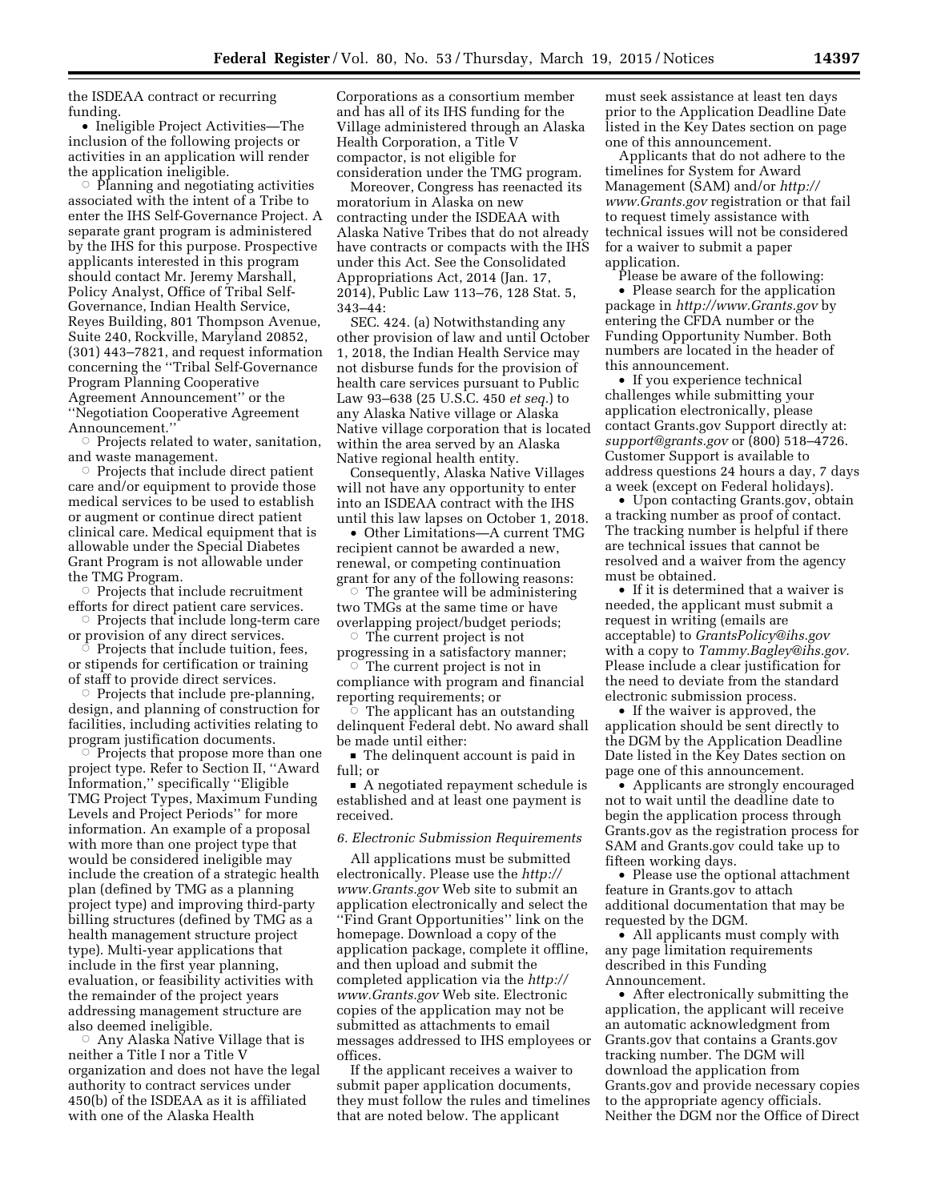the ISDEAA contract or recurring funding.

- Ineligible Project Activities—The inclusion of the following projects or activities in an application will render the application ineligible.
  - Planning and negotiating activities associated with the intent of a Tribe to enter the IHS Self-Governance Project. A separate grant program is administered by the IHS for this purpose. Prospective applicants interested in this program should contact Mr. Jeremy Marshall, Policy Analyst, Office of Tribal Self-Governance, Indian Health Service, Reyes Building, 801 Thompson Avenue, Suite 240, Rockville, Maryland 20852, (301) 443–7821, and request information concerning the ''Tribal Self-Governance Program Planning Cooperative Agreement Announcement'' or the ''Negotiation Cooperative Agreement Announcement.''
  - Projects related to water, sanitation, and waste management.
  - Projects that include direct patient care and/or equipment to provide those medical services to be used to establish or augment or continue direct patient clinical care. Medical equipment that is allowable under the Special Diabetes Grant Program is not allowable under the TMG Program.
  - Projects that include recruitment efforts for direct patient care services.
  - Projects that include long-term care or provision of any direct services.
  - Projects that include tuition, fees, or stipends for certification or training of staff to provide direct services.
  - Projects that include pre-planning, design, and planning of construction for facilities, including activities relating to program justification documents.
  - Projects that propose more than one project type. Refer to Section II, ''Award Information,'' specifically ''Eligible TMG Project Types, Maximum Funding Levels and Project Periods'' for more information. An example of a proposal with more than one project type that would be considered ineligible may include the creation of a strategic health plan (defined by TMG as a planning project type) and improving third-party billing structures (defined by TMG as a health management structure project type). Multi-year applications that include in the first year planning, evaluation, or feasibility activities with the remainder of the project years addressing management structure are also deemed ineligible.
  - Any Alaska Native Village that is neither a Title I nor a Title V organization and does not have the legal authority to contract services under 450(b) of the ISDEAA as it is affiliated with one of the Alaska Health Corporations as a consortium member and has all of its IHS funding for the Village administered through an Alaska Health Corporation, a Title V compactor, is not eligible for consideration under the TMG program.

Moreover, Congress has reenacted its moratorium in Alaska on new contracting under the ISDEAA with Alaska Native Tribes that do not already have contracts or compacts with the IHS under this Act. See the Consolidated Appropriations Act, 2014 (Jan. 17, 2014), Public Law 113–76, 128 Stat. 5, 343–44:

SEC. 424. (a) Notwithstanding any other provision of law and until October 1, 2018, the Indian Health Service may not disburse funds for the provision of health care services pursuant to Public Law 93–638 (25 U.S.C. 450 *et seq.*) to any Alaska Native village or Alaska Native village corporation that is located within the area served by an Alaska Native regional health entity.

Consequently, Alaska Native Villages will not have any opportunity to enter into an ISDEAA contract with the IHS until this law lapses on October 1, 2018.

- Other Limitations—A current TMG recipient cannot be awarded a new, renewal, or competing continuation grant for any of the following reasons:
  - The grantee will be administering two TMGs at the same time or have overlapping project/budget periods;
  - The current project is not progressing in a satisfactory manner;
  - The current project is not in compliance with program and financial reporting requirements; or
  - The applicant has an outstanding delinquent Federal debt. No award shall be made until either:
    - The delinquent account is paid in full; or
    - A negotiated repayment schedule is established and at least one payment is received.

*6. Electronic Submission Requirements*

All applications must be submitted electronically. Please use the *http://www.Grants.gov* Web site to submit an application electronically and select the ''Find Grant Opportunities'' link on the homepage. Download a copy of the application package, complete it offline, and then upload and submit the completed application via the *http://www.Grants.gov* Web site. Electronic copies of the application may not be submitted as attachments to email messages addressed to IHS employees or offices.

If the applicant receives a waiver to submit paper application documents, they must follow the rules and timelines that are noted below. The applicant must seek assistance at least ten days prior to the Application Deadline Date listed in the Key Dates section on page one of this announcement.

Applicants that do not adhere to the timelines for System for Award Management (SAM) and/or *http://www.Grants.gov* registration or that fail to request timely assistance with technical issues will not be considered for a waiver to submit a paper application.

Please be aware of the following:

- Please search for the application package in *http://www.Grants.gov* by entering the CFDA number or the Funding Opportunity Number. Both numbers are located in the header of this announcement.
- If you experience technical challenges while submitting your application electronically, please contact Grants.gov Support directly at: *support@grants.gov* or (800) 518–4726. Customer Support is available to address questions 24 hours a day, 7 days a week (except on Federal holidays).
- Upon contacting Grants.gov, obtain a tracking number as proof of contact. The tracking number is helpful if there are technical issues that cannot be resolved and a waiver from the agency must be obtained.
- If it is determined that a waiver is needed, the applicant must submit a request in writing (emails are acceptable) to *GrantsPolicy@ihs.gov* with a copy to *Tammy.Bagley@ihs.gov.* Please include a clear justification for the need to deviate from the standard electronic submission process.
- If the waiver is approved, the application should be sent directly to the DGM by the Application Deadline Date listed in the Key Dates section on page one of this announcement.
- Applicants are strongly encouraged not to wait until the deadline date to begin the application process through Grants.gov as the registration process for SAM and Grants.gov could take up to fifteen working days.
- Please use the optional attachment feature in Grants.gov to attach additional documentation that may be requested by the DGM.
- All applicants must comply with any page limitation requirements described in this Funding Announcement.
- After electronically submitting the application, the applicant will receive an automatic acknowledgment from Grants.gov that contains a Grants.gov tracking number. The DGM will download the application from Grants.gov and provide necessary copies to the appropriate agency officials. Neither the DGM nor the Office of Direct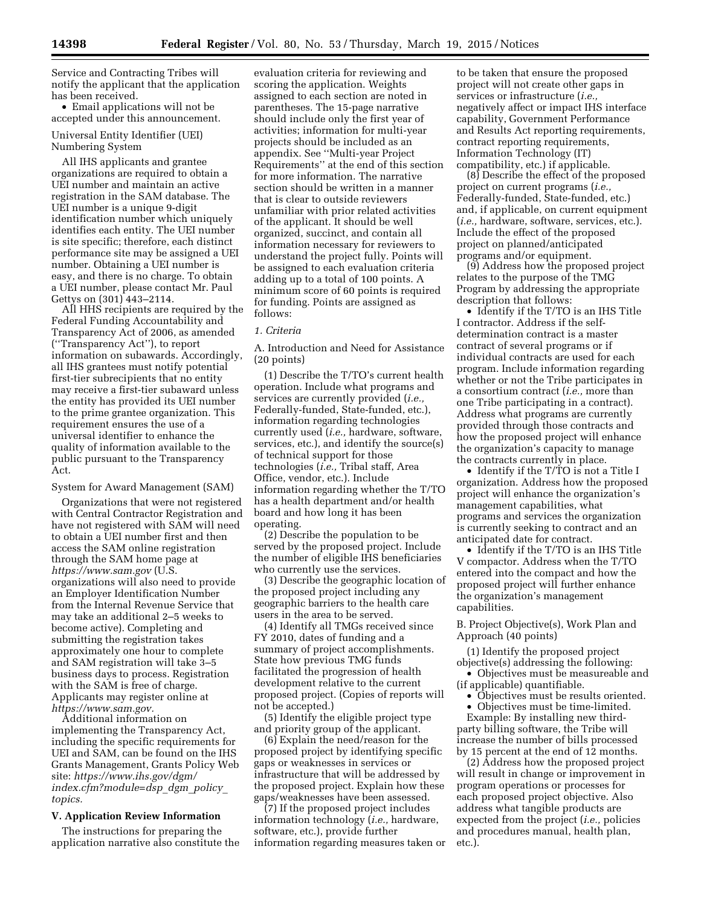Service and Contracting Tribes will notify the applicant that the application has been received.

- Email applications will not be accepted under this announcement.

Universal Entity Identifier (UEI) Numbering System

All IHS applicants and grantee organizations are required to obtain a UEI number and maintain an active registration in the SAM database. The UEI number is a unique 9-digit identification number which uniquely identifies each entity. The UEI number is site specific; therefore, each distinct performance site may be assigned a UEI number. Obtaining a UEI number is easy, and there is no charge. To obtain a UEI number, please contact Mr. Paul Gettys on (301) 443–2114.

All HHS recipients are required by the Federal Funding Accountability and Transparency Act of 2006, as amended (''Transparency Act''), to report information on subawards. Accordingly, all IHS grantees must notify potential first-tier subrecipients that no entity may receive a first-tier subaward unless the entity has provided its UEI number to the prime grantee organization. This requirement ensures the use of a universal identifier to enhance the quality of information available to the public pursuant to the Transparency Act.

System for Award Management (SAM)

Organizations that were not registered with Central Contractor Registration and have not registered with SAM will need to obtain a UEI number first and then access the SAM online registration through the SAM home page at *https://www.sam.gov* (U.S. organizations will also need to provide an Employer Identification Number from the Internal Revenue Service that may take an additional 2–5 weeks to become active). Completing and submitting the registration takes approximately one hour to complete and SAM registration will take 3–5 business days to process. Registration with the SAM is free of charge. Applicants may register online at *https://www.sam.gov.*

Additional information on implementing the Transparency Act, including the specific requirements for UEI and SAM, can be found on the IHS Grants Management, Grants Policy Web site: *https://www.ihs.gov/dgm/index.cfm?module=dsp_dgm_policy_topics.*

## V. Application Review Information

The instructions for preparing the application narrative also constitute the evaluation criteria for reviewing and scoring the application. Weights assigned to each section are noted in parentheses. The 15-page narrative should include only the first year of activities; information for multi-year projects should be included as an appendix. See ''Multi-year Project Requirements'' at the end of this section for more information. The narrative section should be written in a manner that is clear to outside reviewers unfamiliar with prior related activities of the applicant. It should be well organized, succinct, and contain all information necessary for reviewers to understand the project fully. Points will be assigned to each evaluation criteria adding up to a total of 100 points. A minimum score of 60 points is required for funding. Points are assigned as follows:

*1. Criteria*

A. Introduction and Need for Assistance (20 points)

(1) Describe the T/TO's current health operation. Include what programs and services are currently provided (*i.e.,* Federally-funded, State-funded, etc.), information regarding technologies currently used (*i.e.,* hardware, software, services, etc.), and identify the source(s) of technical support for those technologies (*i.e.,* Tribal staff, Area Office, vendor, etc.). Include information regarding whether the T/TO has a health department and/or health board and how long it has been operating.

(2) Describe the population to be served by the proposed project. Include the number of eligible IHS beneficiaries who currently use the services.

(3) Describe the geographic location of the proposed project including any geographic barriers to the health care users in the area to be served.

(4) Identify all TMGs received since FY 2010, dates of funding and a summary of project accomplishments. State how previous TMG funds facilitated the progression of health development relative to the current proposed project. (Copies of reports will not be accepted.)

(5) Identify the eligible project type and priority group of the applicant.

(6) Explain the need/reason for the proposed project by identifying specific gaps or weaknesses in services or infrastructure that will be addressed by the proposed project. Explain how these gaps/weaknesses have been assessed.

(7) If the proposed project includes information technology (*i.e.,* hardware, software, etc.), provide further information regarding measures taken or to be taken that ensure the proposed project will not create other gaps in services or infrastructure (*i.e.,* negatively affect or impact IHS interface capability, Government Performance and Results Act reporting requirements, contract reporting requirements, Information Technology (IT) compatibility, etc.) if applicable.

(8) Describe the effect of the proposed project on current programs (*i.e.,* Federally-funded, State-funded, etc.) and, if applicable, on current equipment (*i.e.,* hardware, software, services, etc.). Include the effect of the proposed project on planned/anticipated programs and/or equipment.

(9) Address how the proposed project relates to the purpose of the TMG Program by addressing the appropriate description that follows:

- Identify if the T/TO is an IHS Title I contractor. Address if the self-determination contract is a master contract of several programs or if individual contracts are used for each program. Include information regarding whether or not the Tribe participates in a consortium contract (*i.e.,* more than one Tribe participating in a contract). Address what programs are currently provided through those contracts and how the proposed project will enhance the organization's capacity to manage the contracts currently in place.
- Identify if the T/TO is not a Title I organization. Address how the proposed project will enhance the organization's management capabilities, what programs and services the organization is currently seeking to contract and an anticipated date for contract.
- Identify if the T/TO is an IHS Title V compactor. Address when the T/TO entered into the compact and how the proposed project will further enhance the organization's management capabilities.

B. Project Objective(s), Work Plan and Approach (40 points)

(1) Identify the proposed project objective(s) addressing the following:

- Objectives must be measureable and (if applicable) quantifiable.
- Objectives must be results oriented.
- Objectives must be time-limited.

Example: By installing new third-party billing software, the Tribe will increase the number of bills processed by 15 percent at the end of 12 months.

(2) Address how the proposed project will result in change or improvement in program operations or processes for each proposed project objective. Also address what tangible products are expected from the project (*i.e.,* policies and procedures manual, health plan, etc.).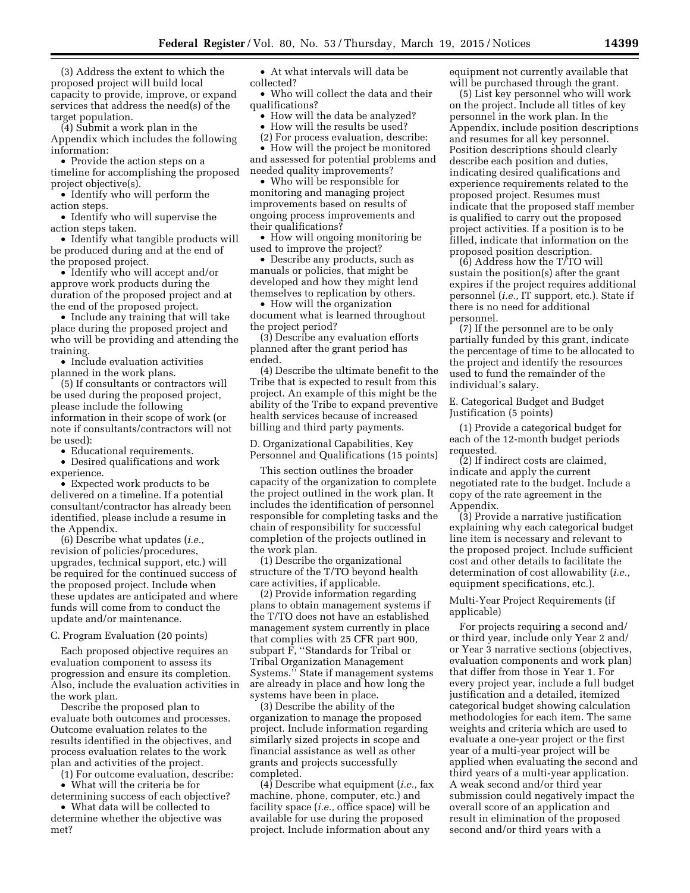(3) Address the extent to which the proposed project will build local capacity to provide, improve, or expand services that address the need(s) of the target population.

(4) Submit a work plan in the Appendix which includes the following information:

- Provide the action steps on a timeline for accomplishing the proposed project objective(s).
- Identify who will perform the action steps.
- Identify who will supervise the action steps taken.
- Identify what tangible products will be produced during and at the end of the proposed project.
- Identify who will accept and/or approve work products during the duration of the proposed project and at the end of the proposed project.
- Include any training that will take place during the proposed project and who will be providing and attending the training.
- Include evaluation activities planned in the work plans.

(5) If consultants or contractors will be used during the proposed project, please include the following information in their scope of work (or note if consultants/contractors will not be used):

- Educational requirements.
- Desired qualifications and work experience.
- Expected work products to be delivered on a timeline. If a potential consultant/contractor has already been identified, please include a resume in the Appendix.

(6) Describe what updates (*i.e.,* revision of policies/procedures, upgrades, technical support, etc.) will be required for the continued success of the proposed project. Include when these updates are anticipated and where funds will come from to conduct the update and/or maintenance.

C. Program Evaluation (20 points)

Each proposed objective requires an evaluation component to assess its progression and ensure its completion. Also, include the evaluation activities in the work plan.

Describe the proposed plan to evaluate both outcomes and processes. Outcome evaluation relates to the results identified in the objectives, and process evaluation relates to the work plan and activities of the project.

(1) For outcome evaluation, describe:

- What will the criteria be for determining success of each objective?
- What data will be collected to determine whether the objective was met?
- At what intervals will data be collected?
- Who will collect the data and their qualifications?
- How will the data be analyzed?
- How will the results be used?

(2) For process evaluation, describe:

- How will the project be monitored and assessed for potential problems and needed quality improvements?
- Who will be responsible for monitoring and managing project improvements based on results of ongoing process improvements and their qualifications?
- How will ongoing monitoring be used to improve the project?
- Describe any products, such as manuals or policies, that might be developed and how they might lend themselves to replication by others.
- How will the organization document what is learned throughout the project period?

(3) Describe any evaluation efforts planned after the grant period has ended.

(4) Describe the ultimate benefit to the Tribe that is expected to result from this project. An example of this might be the ability of the Tribe to expand preventive health services because of increased billing and third party payments.

D. Organizational Capabilities, Key Personnel and Qualifications (15 points)

This section outlines the broader capacity of the organization to complete the project outlined in the work plan. It includes the identification of personnel responsible for completing tasks and the chain of responsibility for successful completion of the projects outlined in the work plan.

(1) Describe the organizational structure of the T/TO beyond health care activities, if applicable.

(2) Provide information regarding plans to obtain management systems if the T/TO does not have an established management system currently in place that complies with 25 CFR part 900, subpart F, ''Standards for Tribal or Tribal Organization Management Systems.'' State if management systems are already in place and how long the systems have been in place.

(3) Describe the ability of the organization to manage the proposed project. Include information regarding similarly sized projects in scope and financial assistance as well as other grants and projects successfully completed.

(4) Describe what equipment (*i.e.,* fax machine, phone, computer, etc.) and facility space (*i.e.,* office space) will be available for use during the proposed project. Include information about any equipment not currently available that will be purchased through the grant.

(5) List key personnel who will work on the project. Include all titles of key personnel in the work plan. In the Appendix, include position descriptions and resumes for all key personnel. Position descriptions should clearly describe each position and duties, indicating desired qualifications and experience requirements related to the proposed project. Resumes must indicate that the proposed staff member is qualified to carry out the proposed project activities. If a position is to be filled, indicate that information on the proposed position description.

(6) Address how the T/TO will sustain the position(s) after the grant expires if the project requires additional personnel (*i.e.,* IT support, etc.). State if there is no need for additional personnel.

(7) If the personnel are to be only partially funded by this grant, indicate the percentage of time to be allocated to the project and identify the resources used to fund the remainder of the individual's salary.

E. Categorical Budget and Budget Justification (5 points)

(1) Provide a categorical budget for each of the 12-month budget periods requested.

(2) If indirect costs are claimed, indicate and apply the current negotiated rate to the budget. Include a copy of the rate agreement in the Appendix.

(3) Provide a narrative justification explaining why each categorical budget line item is necessary and relevant to the proposed project. Include sufficient cost and other details to facilitate the determination of cost allowability (*i.e.,* equipment specifications, etc.).

Multi-Year Project Requirements (if applicable)

For projects requiring a second and/or third year, include only Year 2 and/or Year 3 narrative sections (objectives, evaluation components and work plan) that differ from those in Year 1. For every project year, include a full budget justification and a detailed, itemized categorical budget showing calculation methodologies for each item. The same weights and criteria which are used to evaluate a one-year project or the first year of a multi-year project will be applied when evaluating the second and third years of a multi-year application. A weak second and/or third year submission could negatively impact the overall score of an application and result in elimination of the proposed second and/or third years with a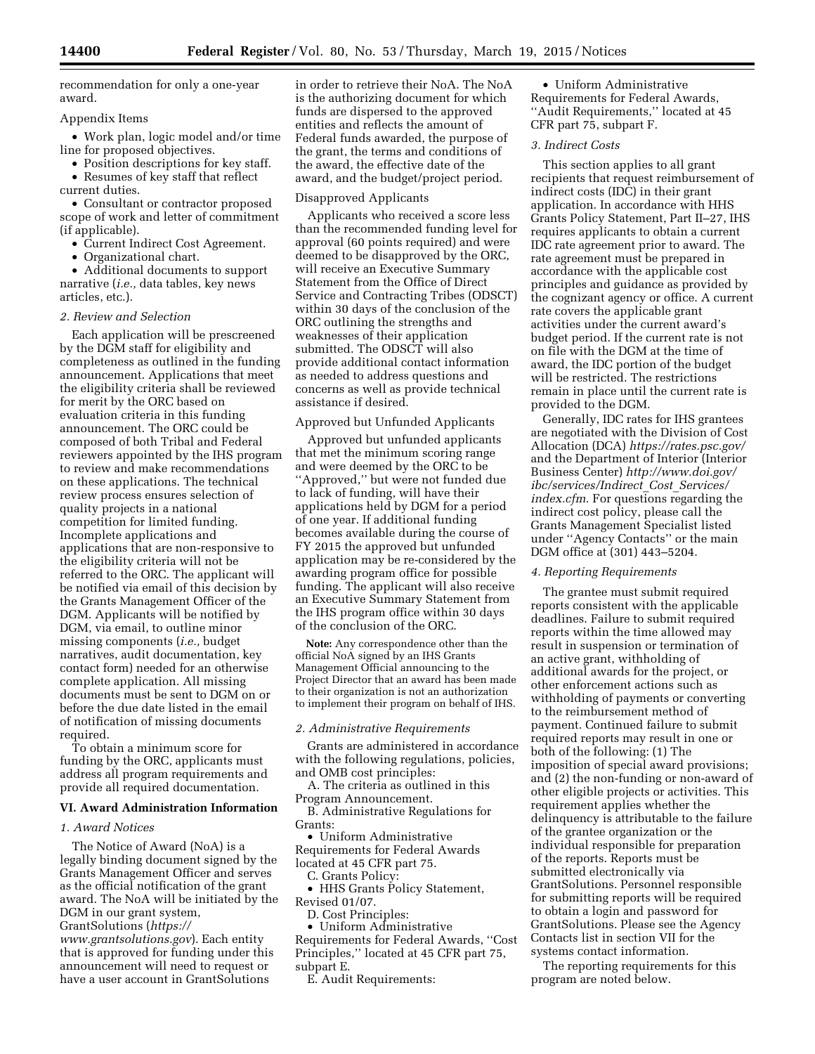recommendation for only a one-year award.

Appendix Items

- Work plan, logic model and/or time line for proposed objectives.
- Position descriptions for key staff.
- Resumes of key staff that reflect current duties.
- Consultant or contractor proposed scope of work and letter of commitment (if applicable).
- Current Indirect Cost Agreement.
- Organizational chart.
- Additional documents to support narrative (*i.e.,* data tables, key news articles, etc.).

*2. Review and Selection*

Each application will be prescreened by the DGM staff for eligibility and completeness as outlined in the funding announcement. Applications that meet the eligibility criteria shall be reviewed for merit by the ORC based on evaluation criteria in this funding announcement. The ORC could be composed of both Tribal and Federal reviewers appointed by the IHS program to review and make recommendations on these applications. The technical review process ensures selection of quality projects in a national competition for limited funding. Incomplete applications and applications that are non-responsive to the eligibility criteria will not be referred to the ORC. The applicant will be notified via email of this decision by the Grants Management Officer of the DGM. Applicants will be notified by DGM, via email, to outline minor missing components (*i.e.,* budget narratives, audit documentation, key contact form) needed for an otherwise complete application. All missing documents must be sent to DGM on or before the due date listed in the email of notification of missing documents required.

To obtain a minimum score for funding by the ORC, applicants must address all program requirements and provide all required documentation.

## VI. Award Administration Information

*1. Award Notices*

The Notice of Award (NoA) is a legally binding document signed by the Grants Management Officer and serves as the official notification of the grant award. The NoA will be initiated by the DGM in our grant system, GrantSolutions (*https://www.grantsolutions.gov*). Each entity that is approved for funding under this announcement will need to request or have a user account in GrantSolutions in order to retrieve their NoA. The NoA is the authorizing document for which funds are dispersed to the approved entities and reflects the amount of Federal funds awarded, the purpose of the grant, the terms and conditions of the award, the effective date of the award, and the budget/project period.

Disapproved Applicants

Applicants who received a score less than the recommended funding level for approval (60 points required) and were deemed to be disapproved by the ORC, will receive an Executive Summary Statement from the Office of Direct Service and Contracting Tribes (ODSCT) within 30 days of the conclusion of the ORC outlining the strengths and weaknesses of their application submitted. The ODSCT will also provide additional contact information as needed to address questions and concerns as well as provide technical assistance if desired.

Approved but Unfunded Applicants

Approved but unfunded applicants that met the minimum scoring range and were deemed by the ORC to be "Approved," but were not funded due to lack of funding, will have their applications held by DGM for a period of one year. If additional funding becomes available during the course of FY 2015 the approved but unfunded application may be re-considered by the awarding program office for possible funding. The applicant will also receive an Executive Summary Statement from the IHS program office within 30 days of the conclusion of the ORC.

**Note:** Any correspondence other than the official NoA signed by an IHS Grants Management Official announcing to the Project Director that an award has been made to their organization is not an authorization to implement their program on behalf of IHS.

*2. Administrative Requirements*

Grants are administered in accordance with the following regulations, policies, and OMB cost principles:

A. The criteria as outlined in this Program Announcement.

B. Administrative Regulations for Grants:

- Uniform Administrative Requirements for Federal Awards located at 45 CFR part 75.

C. Grants Policy:

- HHS Grants Policy Statement, Revised 01/07.

D. Cost Principles:

- Uniform Administrative Requirements for Federal Awards, "Cost Principles," located at 45 CFR part 75, subpart E.

E. Audit Requirements:

- Uniform Administrative Requirements for Federal Awards, "Audit Requirements," located at 45 CFR part 75, subpart F.

*3. Indirect Costs*

This section applies to all grant recipients that request reimbursement of indirect costs (IDC) in their grant application. In accordance with HHS Grants Policy Statement, Part II–27, IHS requires applicants to obtain a current IDC rate agreement prior to award. The rate agreement must be prepared in accordance with the applicable cost principles and guidance as provided by the cognizant agency or office. A current rate covers the applicable grant activities under the current award's budget period. If the current rate is not on file with the DGM at the time of award, the IDC portion of the budget will be restricted. The restrictions remain in place until the current rate is provided to the DGM.

Generally, IDC rates for IHS grantees are negotiated with the Division of Cost Allocation (DCA) *https://rates.psc.gov/* and the Department of Interior (Interior Business Center) *http://www.doi.gov/ibc/services/Indirect_Cost_Services/index.cfm*. For questions regarding the indirect cost policy, please call the Grants Management Specialist listed under "Agency Contacts" or the main DGM office at (301) 443–5204.

*4. Reporting Requirements*

The grantee must submit required reports consistent with the applicable deadlines. Failure to submit required reports within the time allowed may result in suspension or termination of an active grant, withholding of additional awards for the project, or other enforcement actions such as withholding of payments or converting to the reimbursement method of payment. Continued failure to submit required reports may result in one or both of the following: (1) The imposition of special award provisions; and (2) the non-funding or non-award of other eligible projects or activities. This requirement applies whether the delinquency is attributable to the failure of the grantee organization or the individual responsible for preparation of the reports. Reports must be submitted electronically via GrantSolutions. Personnel responsible for submitting reports will be required to obtain a login and password for GrantSolutions. Please see the Agency Contacts list in section VII for the systems contact information.

The reporting requirements for this program are noted below.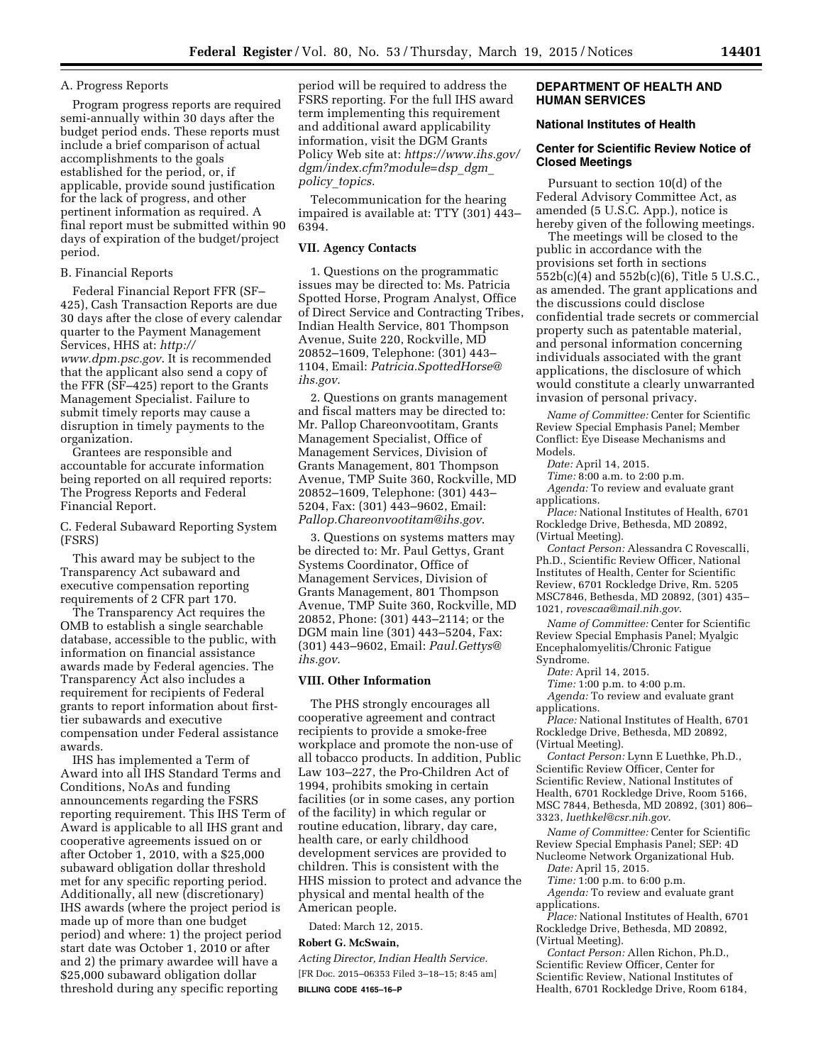A. Progress Reports

Program progress reports are required semi-annually within 30 days after the budget period ends. These reports must include a brief comparison of actual accomplishments to the goals established for the period, or, if applicable, provide sound justification for the lack of progress, and other pertinent information as required. A final report must be submitted within 90 days of expiration of the budget/project period.

B. Financial Reports

Federal Financial Report FFR (SF–425), Cash Transaction Reports are due 30 days after the close of every calendar quarter to the Payment Management Services, HHS at: *http://www.dpm.psc.gov*. It is recommended that the applicant also send a copy of the FFR (SF–425) report to the Grants Management Specialist. Failure to submit timely reports may cause a disruption in timely payments to the organization.

Grantees are responsible and accountable for accurate information being reported on all required reports: The Progress Reports and Federal Financial Report.

C. Federal Subaward Reporting System (FSRS)

This award may be subject to the Transparency Act subaward and executive compensation reporting requirements of 2 CFR part 170.

The Transparency Act requires the OMB to establish a single searchable database, accessible to the public, with information on financial assistance awards made by Federal agencies. The Transparency Act also includes a requirement for recipients of Federal grants to report information about first-tier subawards and executive compensation under Federal assistance awards.

IHS has implemented a Term of Award into all IHS Standard Terms and Conditions, NoAs and funding announcements regarding the FSRS reporting requirement. This IHS Term of Award is applicable to all IHS grant and cooperative agreements issued on or after October 1, 2010, with a $25,000 subaward obligation dollar threshold met for any specific reporting period. Additionally, all new (discretionary) IHS awards (where the project period is made up of more than one budget period) and where: 1) the project period start date was October 1, 2010 or after and 2) the primary awardee will have a $25,000 subaward obligation dollar threshold during any specific reporting period will be required to address the FSRS reporting. For the full IHS award term implementing this requirement and additional award applicability information, visit the DGM Grants Policy Web site at: *https://www.ihs.gov/dgm/index.cfm?module=dsp_dgm_policy_topics*.

Telecommunication for the hearing impaired is available at: TTY (301) 443–6394.

## VII. Agency Contacts

1. Questions on the programmatic issues may be directed to: Ms. Patricia Spotted Horse, Program Analyst, Office of Direct Service and Contracting Tribes, Indian Health Service, 801 Thompson Avenue, Suite 220, Rockville, MD 20852–1609, Telephone: (301) 443–1104, Email: *Patricia.SpottedHorse@ihs.gov*.

2. Questions on grants management and fiscal matters may be directed to: Mr. Pallop Chareonvootitam, Grants Management Specialist, Office of Management Services, Division of Grants Management, 801 Thompson Avenue, TMP Suite 360, Rockville, MD 20852–1609, Telephone: (301) 443–5204, Fax: (301) 443–9602, Email: *Pallop.Chareonvootitam@ihs.gov*.

3. Questions on systems matters may be directed to: Mr. Paul Gettys, Grant Systems Coordinator, Office of Management Services, Division of Grants Management, 801 Thompson Avenue, TMP Suite 360, Rockville, MD 20852, Phone: (301) 443–2114; or the DGM main line (301) 443–5204, Fax: (301) 443–9602, Email: *Paul.Gettys@ihs.gov*.

## VIII. Other Information

The PHS strongly encourages all cooperative agreement and contract recipients to provide a smoke-free workplace and promote the non-use of all tobacco products. In addition, Public Law 103–227, the Pro-Children Act of 1994, prohibits smoking in certain facilities (or in some cases, any portion of the facility) in which regular or routine education, library, day care, health care, or early childhood development services are provided to children. This is consistent with the HHS mission to protect and advance the physical and mental health of the American people.

Dated: March 12, 2015.

**Robert G. McSwain,**

*Acting Director, Indian Health Service.*

[FR Doc. 2015–06353 Filed 3–18–15; 8:45 am]

**BILLING CODE 4165–16–P**

## DEPARTMENT OF HEALTH AND HUMAN SERVICES

### National Institutes of Health

### Center for Scientific Review Notice of Closed Meetings

Pursuant to section 10(d) of the Federal Advisory Committee Act, as amended (5 U.S.C. App.), notice is hereby given of the following meetings.

The meetings will be closed to the public in accordance with the provisions set forth in sections 552b(c)(4) and 552b(c)(6), Title 5 U.S.C., as amended. The grant applications and the discussions could disclose confidential trade secrets or commercial property such as patentable material, and personal information concerning individuals associated with the grant applications, the disclosure of which would constitute a clearly unwarranted invasion of personal privacy.

*Name of Committee:* Center for Scientific Review Special Emphasis Panel; Member Conflict: Eye Disease Mechanisms and Models.

*Date:* April 14, 2015.

*Time:* 8:00 a.m. to 2:00 p.m.

*Agenda:* To review and evaluate grant applications.

*Place:* National Institutes of Health, 6701 Rockledge Drive, Bethesda, MD 20892, (Virtual Meeting).

*Contact Person:* Alessandra C Rovescalli, Ph.D., Scientific Review Officer, National Institutes of Health, Center for Scientific Review, 6701 Rockledge Drive, Rm. 5205 MSC7846, Bethesda, MD 20892, (301) 435–1021, *rovescaa@mail.nih.gov*.

*Name of Committee:* Center for Scientific Review Special Emphasis Panel; Myalgic Encephalomyelitis/Chronic Fatigue Syndrome.

*Date:* April 14, 2015.

*Time:* 1:00 p.m. to 4:00 p.m.

*Agenda:* To review and evaluate grant applications.

*Place:* National Institutes of Health, 6701 Rockledge Drive, Bethesda, MD 20892, (Virtual Meeting).

*Contact Person:* Lynn E Luethke, Ph.D., Scientific Review Officer, Center for Scientific Review, National Institutes of Health, 6701 Rockledge Drive, Room 5166, MSC 7844, Bethesda, MD 20892, (301) 806–3323, *luethkel@csr.nih.gov*.

*Name of Committee:* Center for Scientific Review Special Emphasis Panel; SEP: 4D Nucleome Network Organizational Hub.

*Date:* April 15, 2015.

*Time:* 1:00 p.m. to 6:00 p.m.

*Agenda:* To review and evaluate grant applications.

*Place:* National Institutes of Health, 6701 Rockledge Drive, Bethesda, MD 20892, (Virtual Meeting).

*Contact Person:* Allen Richon, Ph.D., Scientific Review Officer, Center for Scientific Review, National Institutes of Health, 6701 Rockledge Drive, Room 6184,